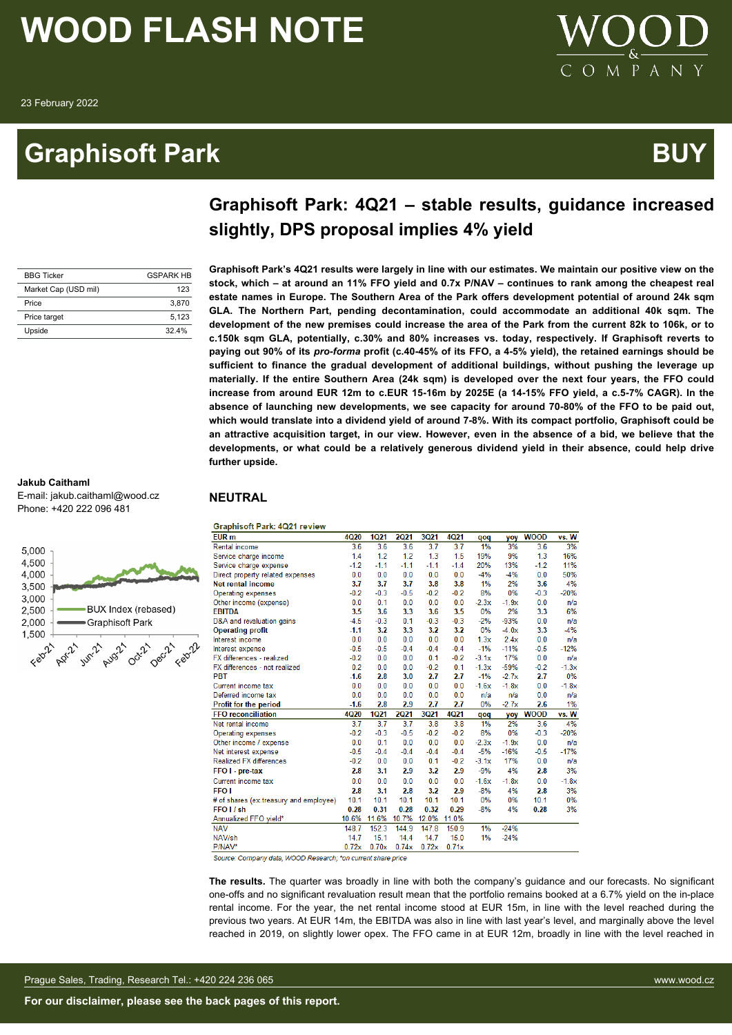# WOOD FLASH NOTE

23 February 2022

# Graphisoft Park

**BUY**

## Graphisoft Park: 4Q21 – stable results, guidance increased slightly, DPS proposal implies 4% yield

| BBG Ticker | GSPARK HB |
|---|---|
| Market Cap (USD mil) | 123 |
| Price | 3,870 |
| Price target | 5,123 |
| Upside | 32.4% |

**Graphisoft Park's 4Q21 results were largely in line with our estimates. We maintain our positive view on the stock, which – at around an 11% FFO yield and 0.7x P/NAV – continues to rank among the cheapest real estate names in Europe. The Southern Area of the Park offers development potential of around 24k sqm GLA. The Northern Part, pending decontamination, could accommodate an additional 40k sqm. The development of the new premises could increase the area of the Park from the current 82k to 106k, or to c.150k sqm GLA, potentially, c.30% and 80% increases vs. today, respectively. If Graphisoft reverts to paying out 90% of its *pro-forma* profit (c.40-45% of its FFO, a 4-5% yield), the retained earnings should be sufficient to finance the gradual development of additional buildings, without pushing the leverage up materially. If the entire Southern Area (24k sqm) is developed over the next four years, the FFO could increase from around EUR 12m to c.EUR 15-16m by 2025E (a 14-15% FFO yield, a c.5-7% CAGR). In the absence of launching new developments, we see capacity for around 70-80% of the FFO to be paid out, which would translate into a dividend yield of around 7-8%. With its compact portfolio, Graphisoft could be an attractive acquisition target, in our view. However, even in the absence of a bid, we believe that the developments, or what could be a relatively generous dividend yield in their absence, could help drive further upside.**

**Jakub Caithaml**
E-mail: jakub.caithaml@wood.cz
Phone: +420 222 096 481

### NEUTRAL

**Graphisoft Park: 4Q21 review**

| EUR m | 4Q20 | 1Q21 | 2Q21 | 3Q21 | 4Q21 | qoq | yoy | WOOD | vs. W |
|---|---|---|---|---|---|---|---|---|---|
| Rental income | 3.6 | 3.6 | 3.6 | 3.7 | 3.7 | 1% | 3% | 3.6 | 3% |
| Service charge income | 1.4 | 1.2 | 1.2 | 1.3 | 1.5 | 19% | 9% | 1.3 | 16% |
| Service charge expense | -1.2 | -1.1 | -1.1 | -1.1 | -1.4 | 20% | 13% | -1.2 | 11% |
| Direct property related expenses | 0.0 | 0.0 | 0.0 | 0.0 | 0.0 | -4% | -4% | 0.0 | 50% |
| **Net rental income** | **3.7** | **3.7** | **3.7** | **3.8** | **3.8** | 1% | 2% | **3.6** | 4% |
| Operating expenses | -0.2 | -0.3 | -0.5 | -0.2 | -0.2 | 8% | 0% | -0.3 | -20% |
| Other income (expense) | 0.0 | 0.1 | 0.0 | 0.0 | 0.0 | -2.3x | -1.9x | 0.0 | n/a |
| **EBITDA** | **3.5** | **3.6** | **3.3** | **3.6** | **3.5** | 0% | 2% | **3.3** | 6% |
| D&A and revaluation gains | -4.5 | -0.3 | 0.1 | -0.3 | -0.3 | -2% | -93% | 0.0 | n/a |
| **Operating profit** | **-1.1** | **3.2** | **3.3** | **3.2** | **3.2** | 0% | -4.0x | **3.3** | -4% |
| Interest income | 0.0 | 0.0 | 0.0 | 0.0 | 0.0 | 1.3x | 2.4x | 0.0 | n/a |
| Interest expense | -0.5 | -0.5 | -0.4 | -0.4 | -0.4 | -1% | -11% | -0.5 | -12% |
| FX differences - realized | -0.2 | 0.0 | 0.1 | 0.1 | -0.2 | -3.1x | 17% | 0.0 | n/a |
| FX differences - not realized | 0.2 | 0.0 | 0.0 | -0.2 | 0.1 | -1.3x | -59% | -0.2 | -1.3x |
| **PBT** | **-1.6** | **2.8** | **3.0** | **2.7** | **2.7** | -1% | -2.7x | **2.7** | 0% |
| Current income tax | 0.0 | 0.0 | 0.0 | 0.0 | 0.0 | -1.6x | -1.8x | 0.0 | -1.8x |
| Deferred income tax | 0.0 | 0.0 | 0.0 | 0.0 | 0.0 | n/a | n/a | 0.0 | n/a |
| **Profit for the period** | **-1.6** | **2.8** | **2.9** | **2.7** | **2.7** | 0% | -2.7x | **2.6** | 1% |
| **FFO reconciliation** | **4Q20** | **1Q21** | **2Q21** | **3Q21** | **4Q21** | **qoq** | **yoy** | **WOOD** | **vs. W** |
| Net rental income | 3.7 | 3.7 | 3.7 | 3.8 | 3.8 | 1% | 2% | 3.6 | 4% |
| Operating expenses | -0.2 | -0.3 | -0.5 | -0.2 | -0.2 | 8% | 0% | -0.3 | -20% |
| Other income / expense | 0.0 | 0.1 | 0.0 | 0.0 | 0.0 | -2.3x | -1.9x | 0.0 | n/a |
| Net interest expense | -0.5 | -0.4 | -0.4 | -0.4 | -0.4 | -5% | -16% | -0.5 | -17% |
| Realized FX differences | -0.2 | 0.0 | 0.0 | 0.1 | -0.2 | -3.1x | 17% | 0.0 | n/a |
| **FFO I - pre-tax** | **2.8** | **3.1** | **2.9** | **3.2** | **2.9** | -9% | 4% | **2.8** | 3% |
| Current income tax | 0.0 | 0.0 | 0.0 | 0.0 | 0.0 | -1.6x | -1.8x | 0.0 | -1.8x |
| **FFO I** | **2.8** | **3.1** | **2.8** | **3.2** | **2.9** | -8% | 4% | **2.8** | 3% |
| # of shares (ex treasury and employee) | 10.1 | 10.1 | 10.1 | 10.1 | 10.1 | 0% | 0% | 10.1 | 0% |
| **FFO I / sh** | **0.28** | **0.31** | **0.28** | **0.32** | **0.29** | -8% | 4% | **0.28** | 3% |
| Annualized FFO yield* | 10.6% | 11.6% | 10.7% | 12.0% | 11.0% | | | | |
| NAV | 148.7 | 152.3 | 144.9 | 147.8 | 150.9 | 1% | -24% | | |
| NAV/sh | 14.7 | 15.1 | 14.4 | 14.7 | 15.0 | 1% | -24% | | |
| P/NAV* | 0.72x | 0.70x | 0.74x | 0.72x | 0.71x | | | | |

*Source: Company data, WOOD Research, *on current share price*

**The results.** The quarter was broadly in line with both the company's guidance and our forecasts. No significant one-offs and no significant revaluation result mean that the portfolio remains booked at a 6.7% yield on the in-place rental income. For the year, the net rental income stood at EUR 15m, in line with the level reached during the previous two years. At EUR 14m, the EBITDA was also in line with last year's level, and marginally above the level reached in 2019, on slightly lower opex. The FFO came in at EUR 12m, broadly in line with the level reached in

For our disclaimer, please see the back pages of this report.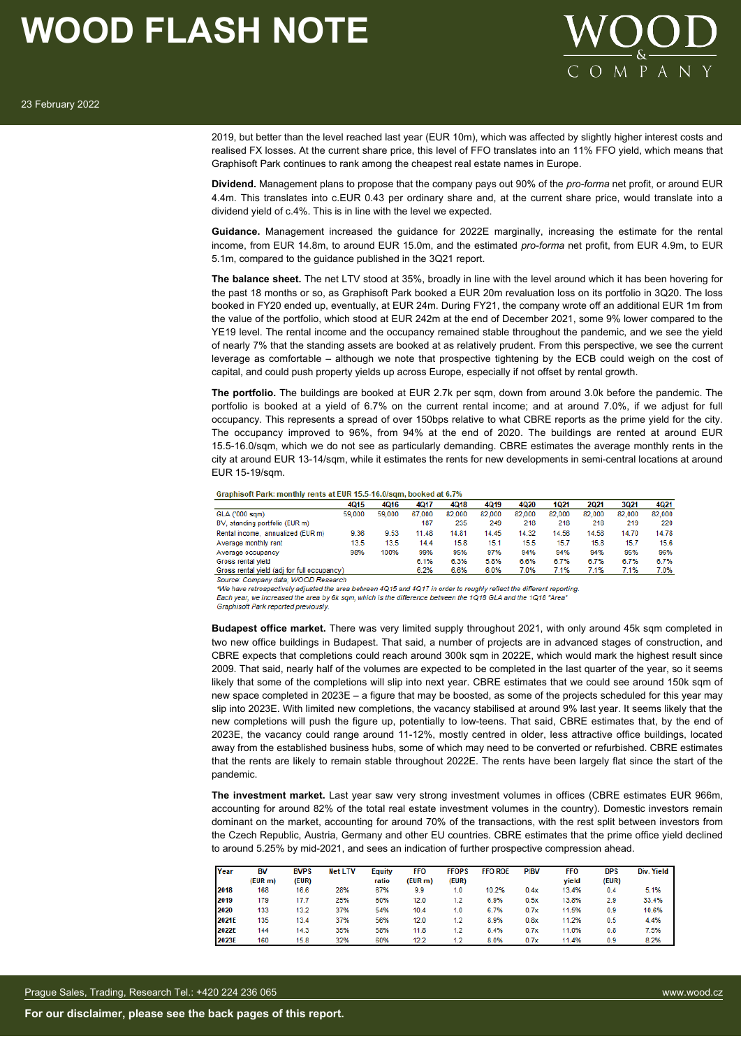2019, but better than the level reached last year (EUR 10m), which was affected by slightly higher interest costs and realised FX losses. At the current share price, this level of FFO translates into an 11% FFO yield, which means that Graphisoft Park continues to rank among the cheapest real estate names in Europe.

**Dividend.** Management plans to propose that the company pays out 90% of the *pro-forma* net profit, or around EUR 4.4m. This translates into c.EUR 0.43 per ordinary share and, at the current share price, would translate into a dividend yield of c.4%. This is in line with the level we expected.

**Guidance.** Management increased the guidance for 2022E marginally, increasing the estimate for the rental income, from EUR 14.8m, to around EUR 15.0m, and the estimated *pro-forma* net profit, from EUR 4.9m, to EUR 5.1m, compared to the guidance published in the 3Q21 report.

**The balance sheet.** The net LTV stood at 35%, broadly in line with the level around which it has been hovering for the past 18 months or so, as Graphisoft Park booked a EUR 20m revaluation loss on its portfolio in 3Q20. The loss booked in FY20 ended up, eventually, at EUR 24m. During FY21, the company wrote off an additional EUR 1m from the value of the portfolio, which stood at EUR 242m at the end of December 2021, some 9% lower compared to the YE19 level. The rental income and the occupancy remained stable throughout the pandemic, and we see the yield of nearly 7% that the standing assets are booked at as relatively prudent. From this perspective, we see the current leverage as comfortable – although we note that prospective tightening by the ECB could weigh on the cost of capital, and could push property yields up across Europe, especially if not offset by rental growth.

**The portfolio.** The buildings are booked at EUR 2.7k per sqm, down from around 3.0k before the pandemic. The portfolio is booked at a yield of 6.7% on the current rental income; and at around 7.0%, if we adjust for full occupancy. This represents a spread of over 150bps relative to what CBRE reports as the prime yield for the city. The occupancy improved to 96%, from 94% at the end of 2020. The buildings are rented at around EUR 15.5-16.0/sqm, which we do not see as particularly demanding. CBRE estimates the average monthly rents in the city at around EUR 13-14/sqm, while it estimates the rents for new developments in semi-central locations at around EUR 15-19/sqm.

**Graphisoft Park: monthly rents at EUR 15.5-16.0/sqm, booked at 6.7%**

| | 4Q15 | 4Q16 | 4Q17 | 4Q18 | 4Q19 | 4Q20 | 1Q21 | 2Q21 | 3Q21 | 4Q21 |
|---|---|---|---|---|---|---|---|---|---|---|
| GLA ('000 sqm) | 59,000 | 59,000 | 67,000 | 82,000 | 82,000 | 82,000 | 82,000 | 82,000 | 82,000 | 82,000 |
| BV, standing portfolio (EUR m) | | | 187 | 235 | 249 | 218 | 218 | 218 | 219 | 220 |
| Rental income, annualized (EUR m) | 9.36 | 9.53 | 11.48 | 14.81 | 14.45 | 14.32 | 14.56 | 14.58 | 14.70 | 14.78 |
| Average monthly rent | 13.5 | 13.5 | 14.4 | 15.8 | 15.1 | 15.5 | 15.7 | 15.8 | 15.7 | 15.6 |
| Average occupancy | 98% | 100% | 99% | 95% | 97% | 94% | 94% | 94% | 95% | 96% |
| Gross rental yield | | | 6.1% | 6.3% | 5.8% | 6.6% | 6.7% | 6.7% | 6.7% | 6.7% |
| Gross rental yield (adj for full occupancy) | | | 6.2% | 6.6% | 6.0% | 7.0% | 7.1% | 7.1% | 7.1% | 7.0% |

*Source: Company data; WOOD Research*
*We have retrospectively adjusted the area between 4Q15 and 4Q17 in order to roughly reflect the different reporting. Each year, we increased the area by 6k sqm, which is the difference between the 1Q18 GLA and the 1Q18 "Area" Graphisoft Park reported previously.*

**Budapest office market.** There was very limited supply throughout 2021, with only around 45k sqm completed in two new office buildings in Budapest. That said, a number of projects are in advanced stages of construction, and CBRE expects that completions could reach around 300k sqm in 2022E, which would mark the highest result since 2009. That said, nearly half of the volumes are expected to be completed in the last quarter of the year, so it seems likely that some of the completions will slip into next year. CBRE estimates that we could see around 150k sqm of new space completed in 2023E – a figure that may be boosted, as some of the projects scheduled for this year may slip into 2023E. With limited new completions, the vacancy stabilised at around 9% last year. It seems likely that the new completions will push the figure up, potentially to low-teens. That said, CBRE estimates that, by the end of 2023E, the vacancy could range around 11-12%, mostly centred in older, less attractive office buildings, located away from the established business hubs, some of which may need to be converted or refurbished. CBRE estimates that the rents are likely to remain stable throughout 2022E. The rents have been largely flat since the start of the pandemic.

**The investment market.** Last year saw very strong investment volumes in offices (CBRE estimates EUR 966m, accounting for around 82% of the total real estate investment volumes in the country). Domestic investors remain dominant on the market, accounting for around 70% of the transactions, with the rest split between investors from the Czech Republic, Austria, Germany and other EU countries. CBRE estimates that the prime office yield declined to around 5.25% by mid-2021, and sees an indication of further prospective compression ahead.

| Year | BV (EUR m) | BVPS (EUR) | Net LTV | Equity ratio | FFO (EUR m) | FFOPS (EUR) | FFO ROE | P/BV | FFO yield | DPS (EUR) | Div. Yield |
|---|---|---|---|---|---|---|---|---|---|---|---|
| 2018 | 168 | 16.6 | 28% | 67% | 9.9 | 1.0 | 10.2% | 0.4x | 13.4% | 0.4 | 5.1% |
| 2019 | 179 | 17.7 | 25% | 60% | 12.0 | 1.2 | 6.9% | 0.5x | 13.8% | 2.9 | 33.4% |
| 2020 | 133 | 13.2 | 37% | 54% | 10.4 | 1.0 | 6.7% | 0.7x | 11.5% | 0.9 | 10.6% |
| 2021E | 135 | 13.4 | 37% | 56% | 12.0 | 1.2 | 8.9% | 0.8x | 11.2% | 0.5 | 4.4% |
| 2022E | 144 | 14.3 | 35% | 58% | 11.8 | 1.2 | 8.4% | 0.7x | 11.0% | 0.8 | 7.5% |
| 2023E | 160 | 15.8 | 32% | 60% | 12.2 | 1.2 | 8.0% | 0.7x | 11.4% | 0.9 | 8.2% |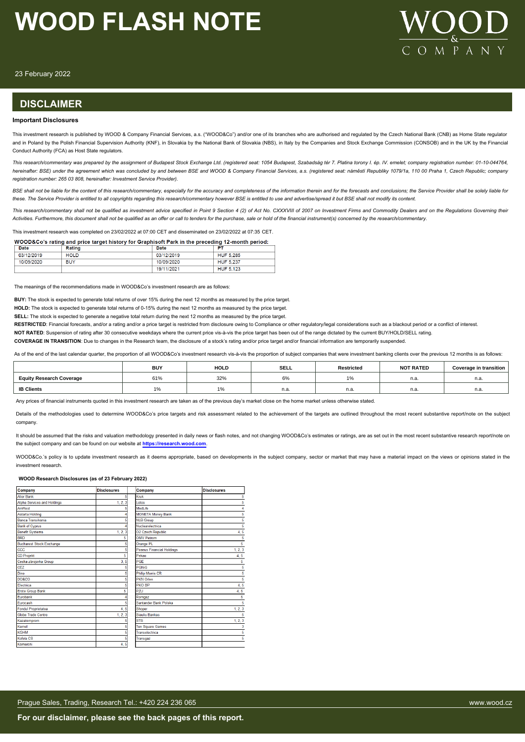# WOOD FLASH NOTE

23 February 2022

## DISCLAIMER

### Important Disclosures

This investment research is published by WOOD & Company Financial Services, a.s. ("WOOD&Co") and/or one of its branches who are authorised and regulated by the Czech National Bank (CNB) as Home State regulator and in Poland by the Polish Financial Supervision Authority (KNF), in Slovakia by the National Bank of Slovakia (NBS), in Italy by the Companies and Stock Exchange Commission (CONSOB) and in the UK by the Financial Conduct Authority (FCA) as Host State regulators.

*This research/commentary was prepared by the assignment of Budapest Stock Exchange Ltd. (registered seat: 1054 Budapest, Szabadság tér 7. Platina torony I. ép. IV. emelet; company registration number: 01-10-044764, hereinafter: BSE) under the agreement which was concluded by and between BSE and WOOD & Company Financial Services, a.s. (registered seat: náměstí Republiky 1079/1a, 110 00 Praha 1, Czech Republic; company registration number: 265 03 808, hereinafter: Investment Service Provider).*

*BSE shall not be liable for the content of this research/commentary, especially for the accuracy and completeness of the information therein and for the forecasts and conclusions; the Service Provider shall be solely liable for these. The Service Provider is entitled to all copyrights regarding this research/commentary however BSE is entitled to use and advertise/spread it but BSE shall not modify its content.*

*This research/commentary shall not be qualified as investment advice specified in Point 9 Section 4 (2) of Act No. CXXXVIII of 2007 on Investment Firms and Commodity Dealers and on the Regulations Governing their Activities. Furthermore, this document shall not be qualified as an offer or call to tenders for the purchase, sale or hold of the financial instrument(s) concerned by the research/commentary.*

This investment research was completed on 23/02/2022 at 07:00 CET and disseminated on 23/02/2022 at 07:35 CET.

**WOOD&Co's rating and price target history for Graphisoft Park in the preceding 12-month period:**

| Date | Rating | Date | PT |
|---|---|---|---|
| 03/12/2019 | HOLD | 03/12/2019 | HUF 5,285 |
| 10/09/2020 | BUY | 10/09/2020 | HUF 5,237 |
| | | 19/11/2021 | HUF 5,123 |

The meanings of the recommendations made in WOOD&Co's investment research are as follows:

**BUY:** The stock is expected to generate total returns of over 15% during the next 12 months as measured by the price target.

**HOLD:** The stock is expected to generate total returns of 0-15% during the next 12 months as measured by the price target.

**SELL:** The stock is expected to generate a negative total return during the next 12 months as measured by the price target.

**RESTRICTED**: Financial forecasts, and/or a rating and/or a price target is restricted from disclosure owing to Compliance or other regulatory/legal considerations such as a blackout period or a conflict of interest.

**NOT RATED**: Suspension of rating after 30 consecutive weekdays where the current price vis-à-vis the price target has been out of the range dictated by the current BUY/HOLD/SELL rating.

**COVERAGE IN TRANSITION**: Due to changes in the Research team, the disclosure of a stock's rating and/or price target and/or financial information are temporarily suspended.

As of the end of the last calendar quarter, the proportion of all WOOD&Co's investment research vis-à-vis the proportion of subject companies that were investment banking clients over the previous 12 months is as follows:

| | BUY | HOLD | SELL | Restricted | NOT RATED | Coverage in transition |
|---|---|---|---|---|---|---|
| **Equity Research Coverage** | 61% | 32% | 6% | 1% | n.a. | n.a. |
| **IB Clients** | 1% | 1% | n.a. | n.a. | n.a. | n.a. |

Any prices of financial instruments quoted in this investment research are taken as of the previous day's market close on the home market unless otherwise stated.

Details of the methodologies used to determine WOOD&Co's price targets and risk assessment related to the achievement of the targets are outlined throughout the most recent substantive report/note on the subject company.

It should be assumed that the risks and valuation methodology presented in daily news or flash notes, and not changing WOOD&Co's estimates or ratings, are as set out in the most recent substantive research report/note on the subject company and can be found on our website at **https://research.wood.com**.

WOOD&Co.'s policy is to update investment research as it deems appropriate, based on developments in the subject company, sector or market that may have a material impact on the views or opinions stated in the investment research.

**WOOD Research Disclosures (as of 23 February 2022)**

| Company | Disclosures | Company | Disclosures |
|---|---|---|---|
| Alior Bank | 5 | Kruk | 5 |
| Alpha Services and Holdings | 1, 2, 3 | Lotos | 5 |
| AmRest | 5 | MedLife | 4 |
| Astarta Holding | 4 | MONETA Money Bank | 5 |
| Banca Transilvania | 5 | NLB Group | 5 |
| Bank of Cyprus | 4 | Nuclearelectrica | 5 |
| Benefit Systems | 1, 2, 3 | O2 Czech Republic | 4, 5 |
| BRD | 5 | OMV Petrom | 5 |
| Bucharest Stock Exchange | 5 | Orange PL | 5 |
| CCC | 5 | Piraeus Financial Holdings | 1, 2, 3 |
| CD Projekt | 5 | Pekao | 4, 5 |
| Ceska zbrojovka Group | 3, 5 | PGE | 5 |
| CEZ | 5 | PGNiG | 5 |
| Dino | 5 | Philip Morris CR | 5 |
| DO&CO | 5 | PKN Orlen | 5 |
| Electrica | 5 | PKO BP | 4, 5 |
| Erste Group Bank | 5 | PZU | 4, 5 |
| Eurobank | 4 | Romgaz | 5 |
| Eurocash | 5 | Santander Bank Polska | 5 |
| Fondul Proprietatea | 4, 5 | Shoper | 1, 2, 3 |
| Globe Trade Centre | 1, 2, 3 | Siauliu Bankas | 5 |
| Kazatomprom | 5 | STS | 1, 2, 3 |
| Kernel | 5 | Ten Square Games | 3 |
| KGHM | 5 | Transelectrica | 5 |
| Kofola CS | 5 | Transgaz | 5 |
| Komercni | 4, 5 | | |

Prague Sales, Trading, Research Tel.: +420 224 236 065

**For our disclaimer, please see the back pages of this report.**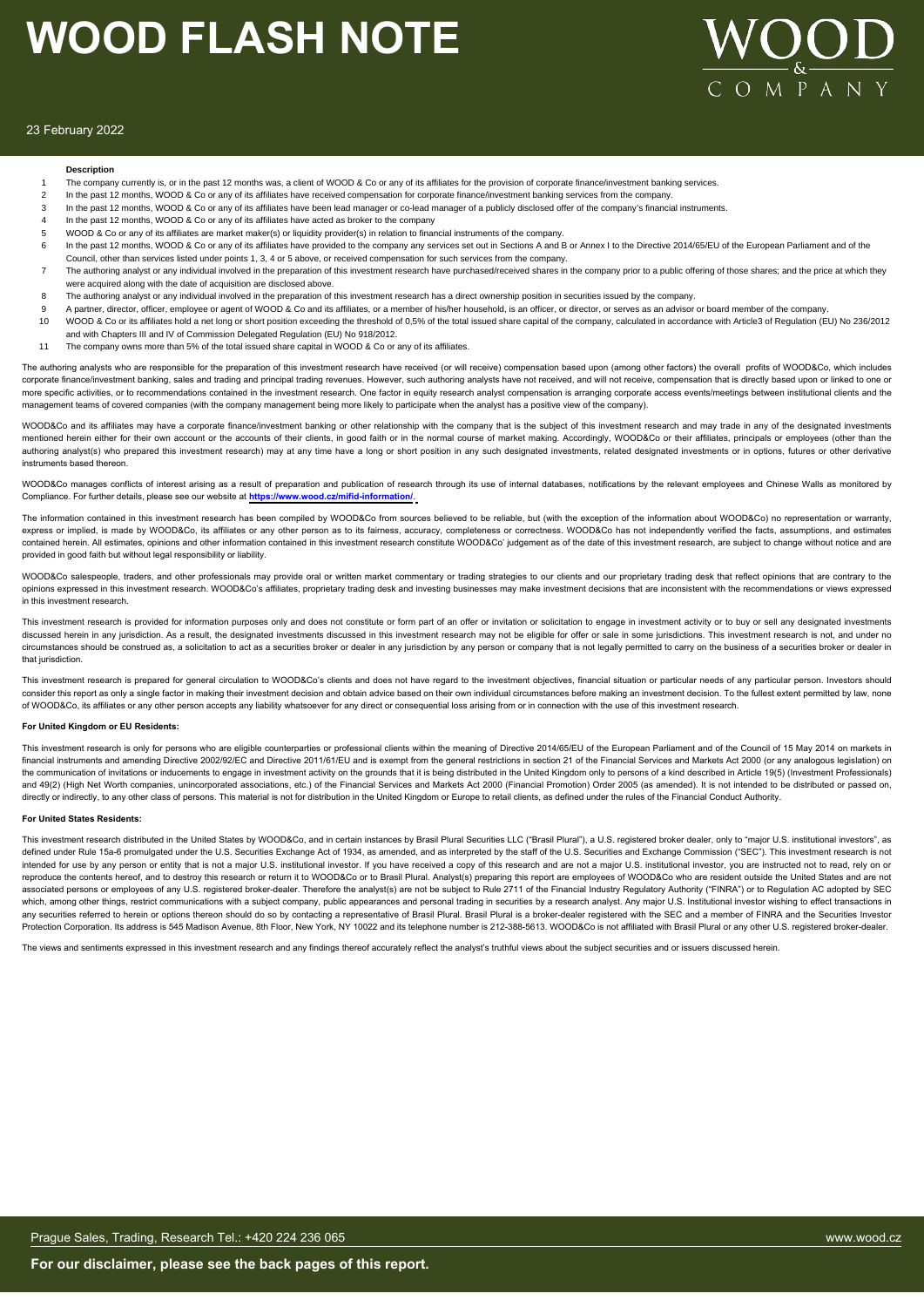**Description**

| | |
|---|---|
| 1 | The company currently is, or in the past 12 months was, a client of WOOD & Co or any of its affiliates for the provision of corporate finance/investment banking services. |
| 2 | In the past 12 months, WOOD & Co or any of its affiliates have received compensation for corporate finance/investment banking services from the company. |
| 3 | In the past 12 months, WOOD & Co or any of its affiliates have been lead manager or co-lead manager of a publicly disclosed offer of the company's financial instruments. |
| 4 | In the past 12 months, WOOD & Co or any of its affiliates have acted as broker to the company |
| 5 | WOOD & Co or any of its affiliates are market maker(s) or liquidity provider(s) in relation to financial instruments of the company. |
| 6 | In the past 12 months, WOOD & Co or any of its affiliates have provided to the company any services set out in Sections A and B or Annex I to the Directive 2014/65/EU of the European Parliament and of the Council, other than services listed under points 1, 3, 4 or 5 above, or received compensation for such services from the company. |
| 7 | The authoring analyst or any individual involved in the preparation of this investment research have purchased/received shares in the company prior to a public offering of those shares; and the price at which they were acquired along with the date of acquisition are disclosed above. |
| 8 | The authoring analyst or any individual involved in the preparation of this investment research has a direct ownership position in securities issued by the company. |
| 9 | A partner, director, officer, employee or agent of WOOD & Co and its affiliates, or a member of his/her household, is an officer, or director, or serves as an advisor or board member of the company. |
| 10 | WOOD & Co or its affiliates hold a net long or short position exceeding the threshold of 0,5% of the total issued share capital of the company, calculated in accordance with Article3 of Regulation (EU) No 236/2012 and with Chapters III and IV of Commission Delegated Regulation (EU) No 918/2012. |
| 11 | The company owns more than 5% of the total issued share capital in WOOD & Co or any of its affiliates. |

The authoring analysts who are responsible for the preparation of this investment research have received (or will receive) compensation based upon (among other factors) the overall profits of WOOD&Co, which includes corporate finance/investment banking, sales and trading and principal trading revenues. However, such authoring analysts have not received, and will not receive, compensation that is directly based upon or linked to one or more specific activities, or to recommendations contained in the investment research. One factor in equity research analyst compensation is arranging corporate access events/meetings between institutional clients and the management teams of covered companies (with the company management being more likely to participate when the analyst has a positive view of the company).

WOOD&Co and its affiliates may have a corporate finance/investment banking or other relationship with the company that is the subject of this investment research and may trade in any of the designated investments mentioned herein either for their own account or the accounts of their clients, in good faith or in the normal course of market making. Accordingly, WOOD&Co or their affiliates, principals or employees (other than the authoring analyst(s) who prepared this investment research) may at any time have a long or short position in any such designated investments, related designated investments or in options, futures or other derivative instruments based thereon.

WOOD&Co manages conflicts of interest arising as a result of preparation and publication of research through its use of internal databases, notifications by the relevant employees and Chinese Walls as monitored by Compliance. For further details, please see our website at **https://www.wood.cz/mifid-information/**.

The information contained in this investment research has been compiled by WOOD&Co from sources believed to be reliable, but (with the exception of the information about WOOD&Co) no representation or warranty, express or implied, is made by WOOD&Co, its affiliates or any other person as to its fairness, accuracy, completeness or correctness. WOOD&Co has not independently verified the facts, assumptions, and estimates contained herein. All estimates, opinions and other information contained in this investment research constitute WOOD&Co' judgement as of the date of this investment research, are subject to change without notice and are provided in good faith but without legal responsibility or liability.

WOOD&Co salespeople, traders, and other professionals may provide oral or written market commentary or trading strategies to our clients and our proprietary trading desk that reflect opinions that are contrary to the opinions expressed in this investment research. WOOD&Co's affiliates, proprietary trading desk and investing businesses may make investment decisions that are inconsistent with the recommendations or views expressed in this investment research.

This investment research is provided for information purposes only and does not constitute or form part of an offer or invitation or solicitation to engage in investment activity or to buy or sell any designated investments discussed herein in any jurisdiction. As a result, the designated investments discussed in this investment research may not be eligible for offer or sale in some jurisdictions. This investment research is not, and under no circumstances should be construed as, a solicitation to act as a securities broker or dealer in any jurisdiction by any person or company that is not legally permitted to carry on the business of a securities broker or dealer in that jurisdiction.

This investment research is prepared for general circulation to WOOD&Co's clients and does not have regard to the investment objectives, financial situation or particular needs of any particular person. Investors should consider this report as only a single factor in making their investment decision and obtain advice based on their own individual circumstances before making an investment decision. To the fullest extent permitted by law, none of WOOD&Co, its affiliates or any other person accepts any liability whatsoever for any direct or consequential loss arising from or in connection with the use of this investment research.

**For United Kingdom or EU Residents:**

This investment research is only for persons who are eligible counterparties or professional clients within the meaning of Directive 2014/65/EU of the European Parliament and of the Council of 15 May 2014 on markets in financial instruments and amending Directive 2002/92/EC and Directive 2011/61/EU and is exempt from the general restrictions in section 21 of the Financial Services and Markets Act 2000 (or any analogous legislation) on the communication of invitations or inducements to engage in investment activity on the grounds that it is being distributed in the United Kingdom only to persons of a kind described in Article 19(5) (Investment Professionals) and 49(2) (High Net Worth companies, unincorporated associations, etc.) of the Financial Services and Markets Act 2000 (Financial Promotion) Order 2005 (as amended). It is not intended to be distributed or passed on, directly or indirectly, to any other class of persons. This material is not for distribution in the United Kingdom or Europe to retail clients, as defined under the rules of the Financial Conduct Authority.

**For United States Residents:**

This investment research distributed in the United States by WOOD&Co, and in certain instances by Brasil Plural Securities LLC ("Brasil Plural"), a U.S. registered broker dealer, only to "major U.S. institutional investors", as defined under Rule 15a-6 promulgated under the U.S. Securities Exchange Act of 1934, as amended, and as interpreted by the staff of the U.S. Securities and Exchange Commission ("SEC"). This investment research is not intended for use by any person or entity that is not a major U.S. institutional investor. If you have received a copy of this research and are not a major U.S. institutional investor, you are instructed not to read, rely on or reproduce the contents hereof, and to destroy this research or return it to WOOD&Co or to Brasil Plural. Analyst(s) preparing this report are employees of WOOD&Co who are resident outside the United States and are not associated persons or employees of any U.S. registered broker-dealer. Therefore the analyst(s) are not be subject to Rule 2711 of the Financial Industry Regulatory Authority ("FINRA") or to Regulation AC adopted by SEC which, among other things, restrict communications with a subject company, public appearances and personal trading in securities by a research analyst. Any major U.S. Institutional investor wishing to effect transactions in any securities referred to herein or options thereon should do so by contacting a representative of Brasil Plural. Brasil Plural is a broker-dealer registered with the SEC and a member of FINRA and the Securities Investor Protection Corporation. Its address is 545 Madison Avenue, 8th Floor, New York, NY 10022 and its telephone number is 212-388-5613. WOOD&Co is not affiliated with Brasil Plural or any other U.S. registered broker-dealer.

The views and sentiments expressed in this investment research and any findings thereof accurately reflect the analyst's truthful views about the subject securities and or issuers discussed herein.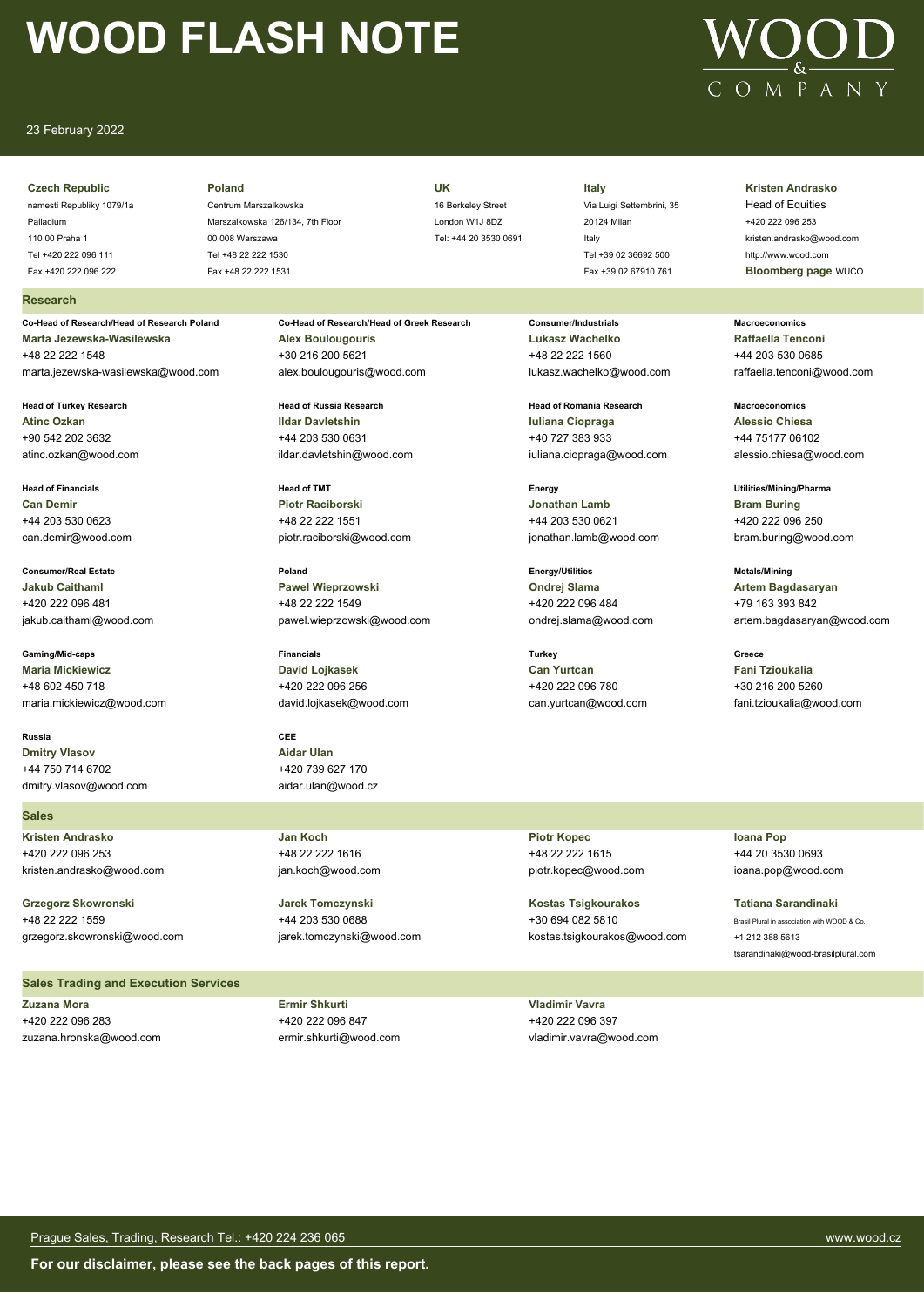# WOOD FLASH NOTE

WOOD & COMPANY

23 February 2022

**Czech Republic**
namesti Republiky 1079/1a
Palladium
110 00 Praha 1
Tel +420 222 096 111
Fax +420 222 096 222

**Poland**
Centrum Marszalkowska
Marszalkowska 126/134, 7th Floor
00 008 Warszawa
Tel +48 22 222 1530
Fax +48 22 222 1531

**UK**
16 Berkeley Street
London W1J 8DZ
Tel: +44 20 3530 0691

**Italy**
Via Luigi Settembrini, 35
20124 Milan
Italy
Tel +39 02 36692 500
Fax +39 02 67910 761

**Kristen Andrasko**
Head of Equities
+420 222 096 253
kristen.andrasko@wood.com
http://www.wood.com
**Bloomberg page** WUCO

## Research

**Co-Head of Research/Head of Research Poland**
**Marta Jezewska-Wasilewska**
+48 22 222 1548
marta.jezewska-wasilewska@wood.com

**Co-Head of Research/Head of Greek Research**
**Alex Boulougouris**
+30 216 200 5621
alex.boulougouris@wood.com

**Consumer/Industrials**
**Lukasz Wachelko**
+48 22 222 1560
lukasz.wachelko@wood.com

**Macroeconomics**
**Raffaella Tenconi**
+44 203 530 0685
raffaella.tenconi@wood.com

**Head of Turkey Research**
**Atinc Ozkan**
+90 542 202 3632
atinc.ozkan@wood.com

**Head of Russia Research**
**Ildar Davletshin**
+44 203 530 0631
ildar.davletshin@wood.com

**Head of Romania Research**
**Iuliana Ciopraga**
+40 727 383 933
iuliana.ciopraga@wood.com

**Macroeconomics**
**Alessio Chiesa**
+44 75177 06102
alessio.chiesa@wood.com

**Head of Financials**
**Can Demir**
+44 203 530 0623
can.demir@wood.com

**Head of TMT**
**Piotr Raciborski**
+48 22 222 1551
piotr.raciborski@wood.com

**Energy**
**Jonathan Lamb**
+44 203 530 0621
jonathan.lamb@wood.com

**Utilities/Mining/Pharma**
**Bram Buring**
+420 222 096 250
bram.buring@wood.com

**Consumer/Real Estate**
**Jakub Caithaml**
+420 222 096 481
jakub.caithaml@wood.com

**Poland**
**Pawel Wieprzowski**
+48 22 222 1549
pawel.wieprzowski@wood.com

**Energy/Utilities**
**Ondrej Slama**
+420 222 096 484
ondrej.slama@wood.com

**Metals/Mining**
**Artem Bagdasaryan**
+79 163 393 842
artem.bagdasaryan@wood.com

**Gaming/Mid-caps**
**Maria Mickiewicz**
+48 602 450 718
maria.mickiewicz@wood.com

**Financials**
**David Lojkasek**
+420 222 096 256
david.lojkasek@wood.com

**Turkey**
**Can Yurtcan**
+420 222 096 780
can.yurtcan@wood.com

**Greece**
**Fani Tzioukalia**
+30 216 200 5260
fani.tzioukalia@wood.com

**Russia**
**Dmitry Vlasov**
+44 750 714 6702
dmitry.vlasov@wood.com

**CEE**
**Aidar Ulan**
+420 739 627 170
aidar.ulan@wood.cz

## Sales

**Kristen Andrasko**
+420 222 096 253
kristen.andrasko@wood.com

**Jan Koch**
+48 22 222 1616
jan.koch@wood.com

**Piotr Kopec**
+48 22 222 1615
piotr.kopec@wood.com

**Ioana Pop**
+44 20 3530 0693
ioana.pop@wood.com

**Grzegorz Skowronski**
+48 22 222 1559
grzegorz.skowronski@wood.com

**Jarek Tomczynski**
+44 203 530 0688
jarek.tomczynski@wood.com

**Kostas Tsigkourakos**
+30 694 082 5810
kostas.tsigkourakos@wood.com

**Tatiana Sarandinaki**
Brasil Plural in association with WOOD & Co.
+1 212 388 5613
tsarandinaki@wood-brasilplural.com

## Sales Trading and Execution Services

**Zuzana Mora**
+420 222 096 283
zuzana.hronska@wood.com

**Ermir Shkurti**
+420 222 096 847
ermir.shkurti@wood.com

**Vladimir Vavra**
+420 222 096 397
vladimir.vavra@wood.com

Prague Sales, Trading, Research Tel.: +420 224 236 065 www.wood.cz

**For our disclaimer, please see the back pages of this report.**